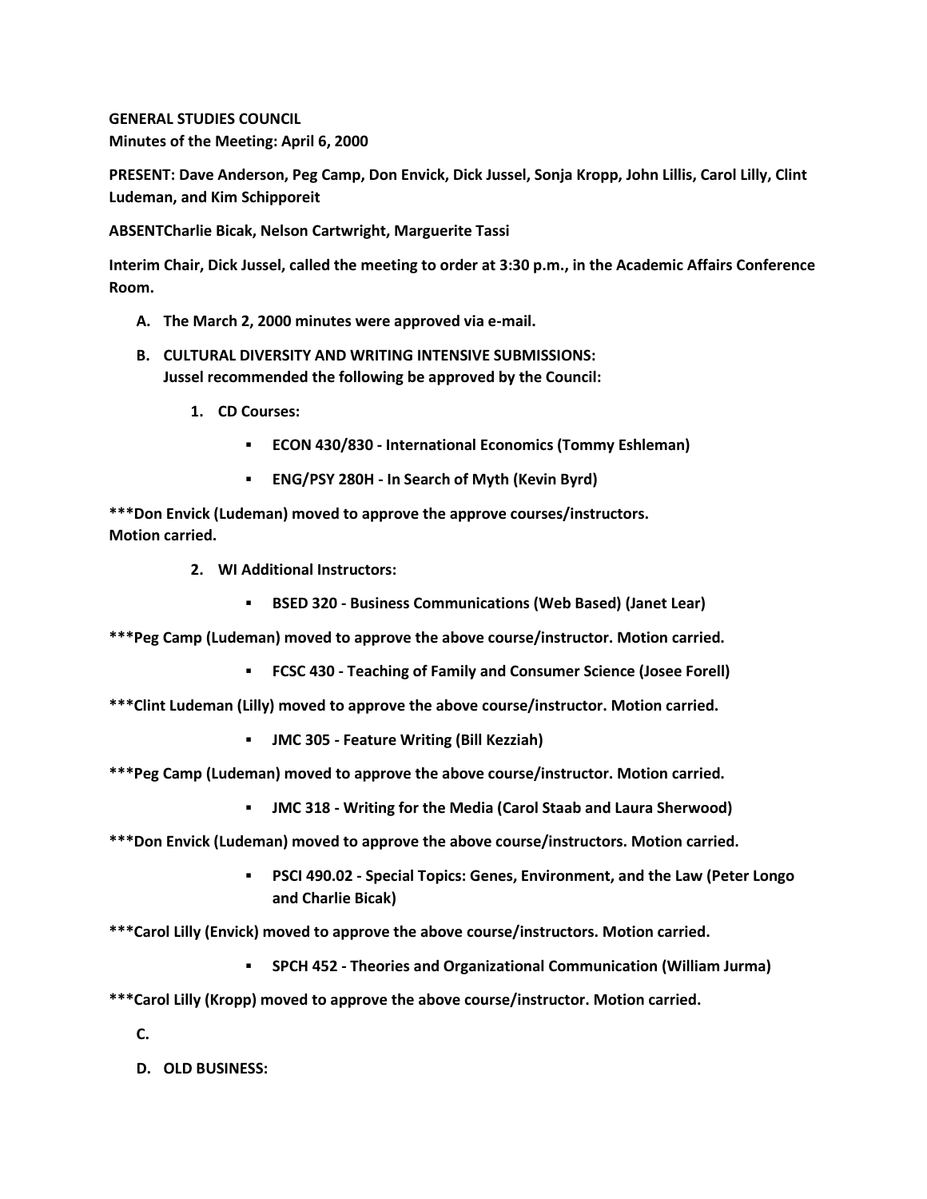**GENERAL STUDIES COUNCIL**
**Minutes of the Meeting: April 6, 2000**

**PRESENT: Dave Anderson, Peg Camp, Don Envick, Dick Jussel, Sonja Kropp, John Lillis, Carol Lilly, Clint Ludeman, and Kim Schipporeit**

**ABSENTCharlie Bicak, Nelson Cartwright, Marguerite Tassi**

**Interim Chair, Dick Jussel, called the meeting to order at 3:30 p.m., in the Academic Affairs Conference Room.**

A. **The March 2, 2000 minutes were approved via e-mail.**

B. **CULTURAL DIVERSITY AND WRITING INTENSIVE SUBMISSIONS:**
   **Jussel recommended the following be approved by the Council:**

   1. **CD Courses:**

      - **ECON 430/830 - International Economics (Tommy Eshleman)**
      - **ENG/PSY 280H - In Search of Myth (Kevin Byrd)**

**\*\*\*Don Envick (Ludeman) moved to approve the approve courses/instructors. Motion carried.**

   2. **WI Additional Instructors:**

      - **BSED 320 - Business Communications (Web Based) (Janet Lear)**

**\*\*\*Peg Camp (Ludeman) moved to approve the above course/instructor. Motion carried.**

      - **FCSC 430 - Teaching of Family and Consumer Science (Josee Forell)**

**\*\*\*Clint Ludeman (Lilly) moved to approve the above course/instructor. Motion carried.**

      - **JMC 305 - Feature Writing (Bill Kezziah)**

**\*\*\*Peg Camp (Ludeman) moved to approve the above course/instructor. Motion carried.**

      - **JMC 318 - Writing for the Media (Carol Staab and Laura Sherwood)**

**\*\*\*Don Envick (Ludeman) moved to approve the above course/instructors. Motion carried.**

      - **PSCI 490.02 - Special Topics: Genes, Environment, and the Law (Peter Longo and Charlie Bicak)**

**\*\*\*Carol Lilly (Envick) moved to approve the above course/instructors. Motion carried.**

      - **SPCH 452 - Theories and Organizational Communication (William Jurma)**

**\*\*\*Carol Lilly (Kropp) moved to approve the above course/instructor. Motion carried.**

C.

D. **OLD BUSINESS:**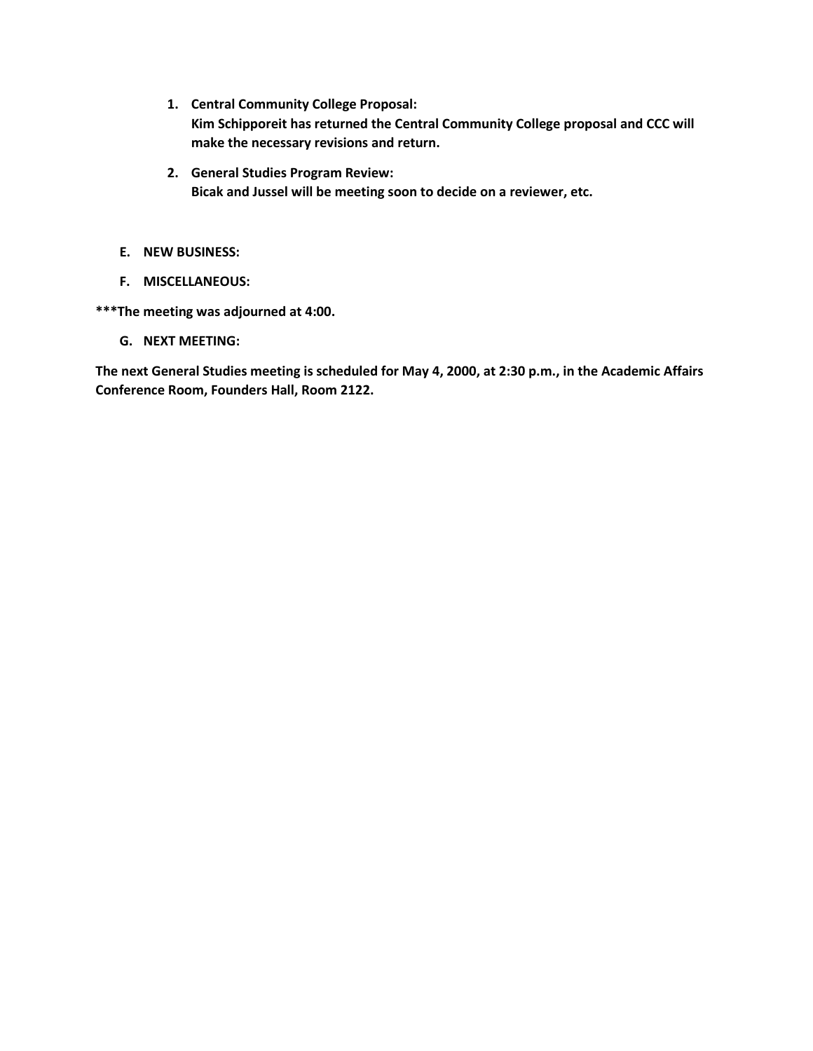1. **Central Community College Proposal:**
   **Kim Schipporeit has returned the Central Community College proposal and CCC will make the necessary revisions and return.**

2. **General Studies Program Review:**
   **Bicak and Jussel will be meeting soon to decide on a reviewer, etc.**

**E. NEW BUSINESS:**

**F. MISCELLANEOUS:**

**\*\*\*The meeting was adjourned at 4:00.**

**G. NEXT MEETING:**

**The next General Studies meeting is scheduled for May 4, 2000, at 2:30 p.m., in the Academic Affairs Conference Room, Founders Hall, Room 2122.**